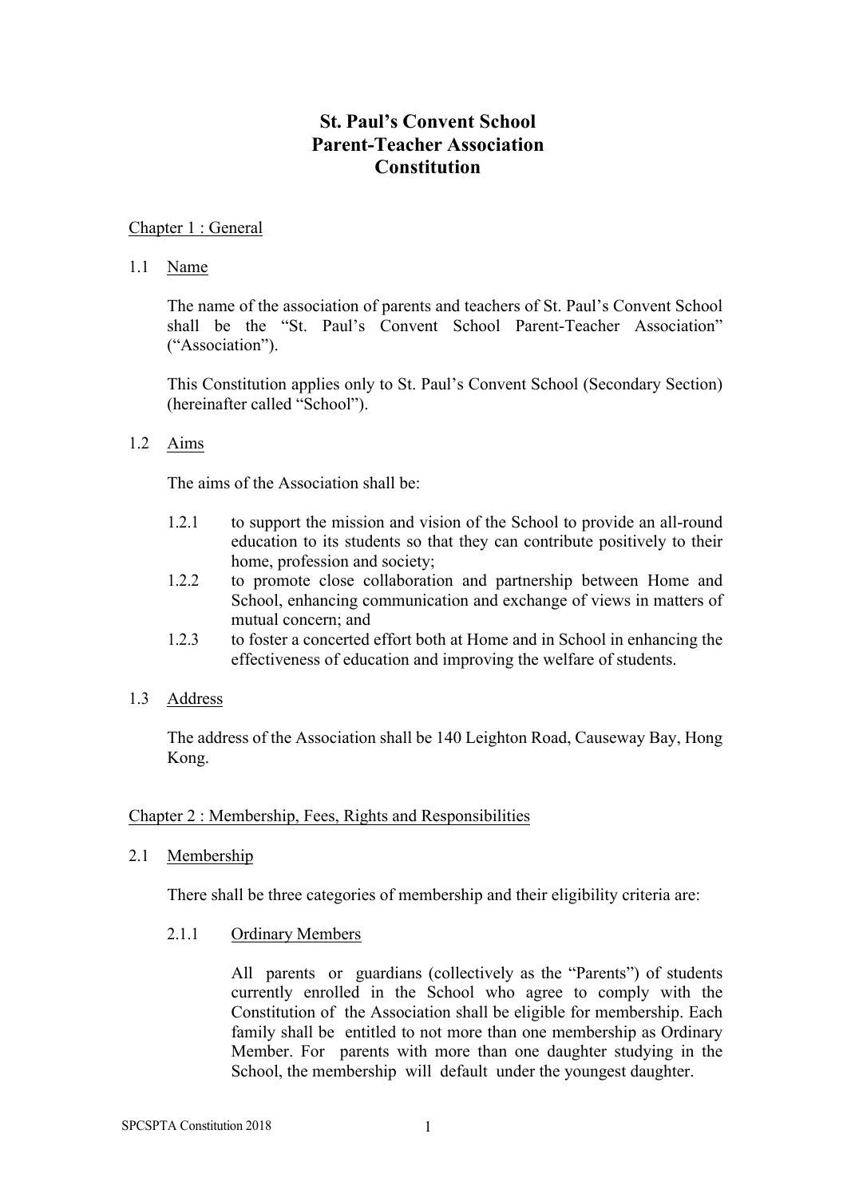# St. Paul's Convent School
# Parent-Teacher Association
# Constitution

## Chapter 1 : General

### 1.1 Name

The name of the association of parents and teachers of St. Paul's Convent School shall be the "St. Paul's Convent School Parent-Teacher Association" ("Association").

This Constitution applies only to St. Paul's Convent School (Secondary Section) (hereinafter called "School").

### 1.2 Aims

The aims of the Association shall be:

- 1.2.1 to support the mission and vision of the School to provide an all-round education to its students so that they can contribute positively to their home, profession and society;
- 1.2.2 to promote close collaboration and partnership between Home and School, enhancing communication and exchange of views in matters of mutual concern; and
- 1.2.3 to foster a concerted effort both at Home and in School in enhancing the effectiveness of education and improving the welfare of students.

### 1.3 Address

The address of the Association shall be 140 Leighton Road, Causeway Bay, Hong Kong.

## Chapter 2 : Membership, Fees, Rights and Responsibilities

### 2.1 Membership

There shall be three categories of membership and their eligibility criteria are:

#### 2.1.1 Ordinary Members

All parents or guardians (collectively as the "Parents") of students currently enrolled in the School who agree to comply with the Constitution of the Association shall be eligible for membership. Each family shall be entitled to not more than one membership as Ordinary Member. For parents with more than one daughter studying in the School, the membership will default under the youngest daughter.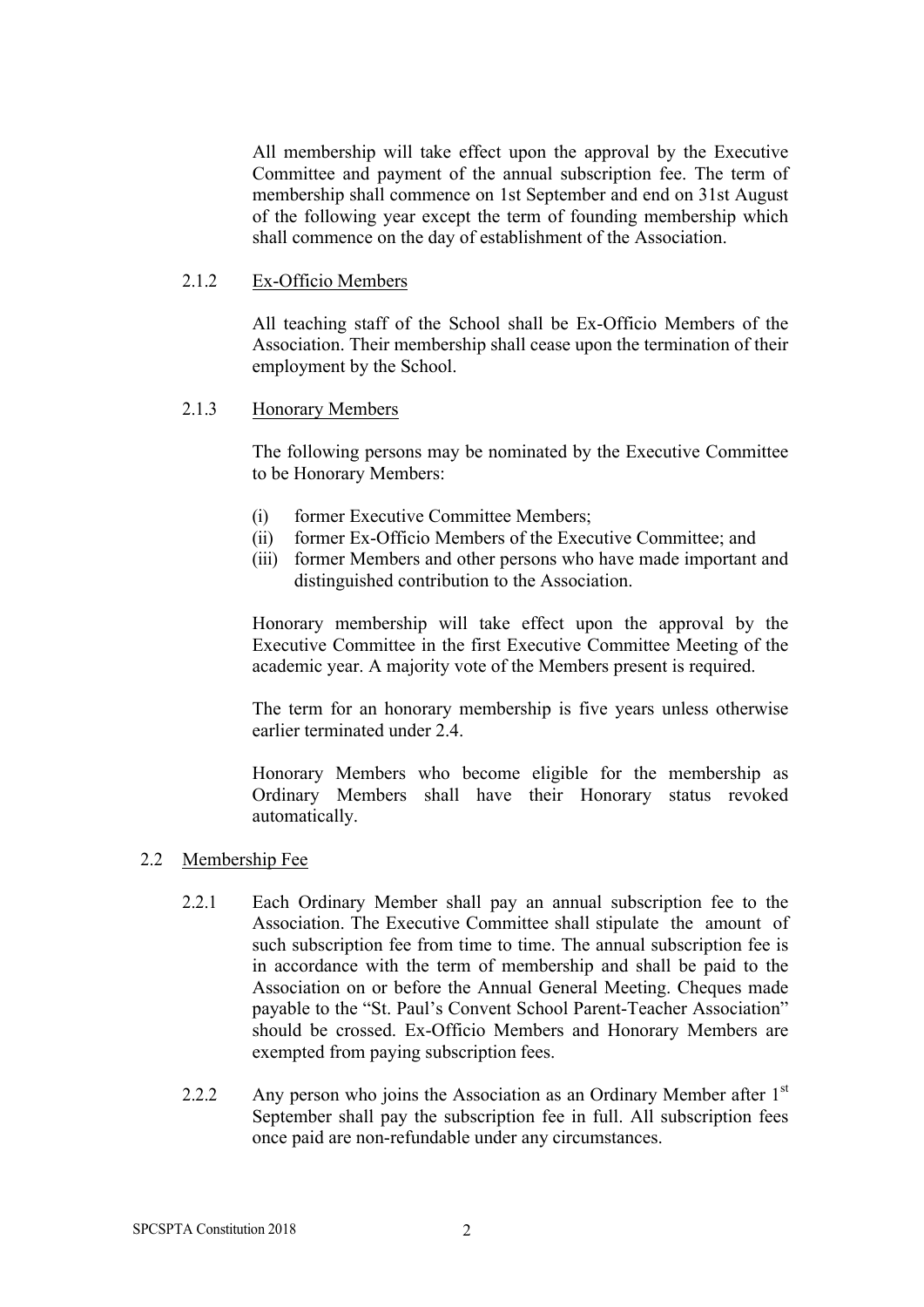All membership will take effect upon the approval by the Executive Committee and payment of the annual subscription fee. The term of membership shall commence on 1st September and end on 31st August of the following year except the term of founding membership which shall commence on the day of establishment of the Association.

2.1.2 Ex-Officio Members

All teaching staff of the School shall be Ex-Officio Members of the Association. Their membership shall cease upon the termination of their employment by the School.

2.1.3 Honorary Members

The following persons may be nominated by the Executive Committee to be Honorary Members:

(i) former Executive Committee Members;
(ii) former Ex-Officio Members of the Executive Committee; and
(iii) former Members and other persons who have made important and distinguished contribution to the Association.

Honorary membership will take effect upon the approval by the Executive Committee in the first Executive Committee Meeting of the academic year. A majority vote of the Members present is required.

The term for an honorary membership is five years unless otherwise earlier terminated under 2.4.

Honorary Members who become eligible for the membership as Ordinary Members shall have their Honorary status revoked automatically.

2.2 Membership Fee

2.2.1 Each Ordinary Member shall pay an annual subscription fee to the Association. The Executive Committee shall stipulate the amount of such subscription fee from time to time. The annual subscription fee is in accordance with the term of membership and shall be paid to the Association on or before the Annual General Meeting. Cheques made payable to the "St. Paul's Convent School Parent-Teacher Association" should be crossed. Ex-Officio Members and Honorary Members are exempted from paying subscription fees.

2.2.2 Any person who joins the Association as an Ordinary Member after 1st September shall pay the subscription fee in full. All subscription fees once paid are non-refundable under any circumstances.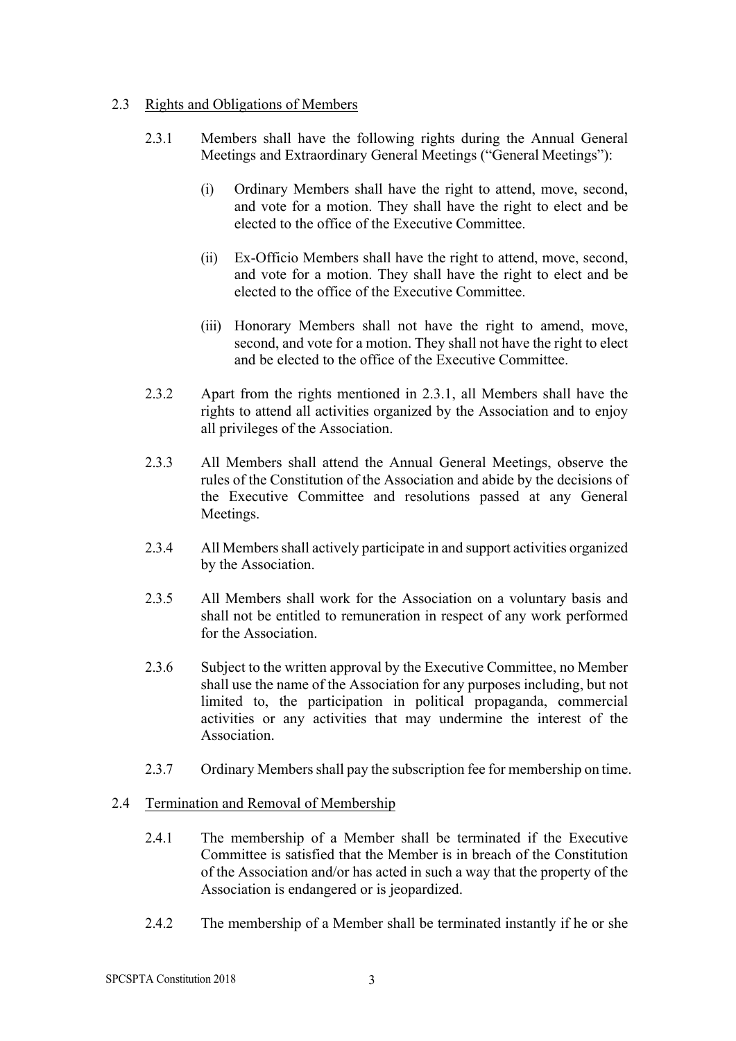### 2.3 Rights and Obligations of Members

2.3.1 Members shall have the following rights during the Annual General Meetings and Extraordinary General Meetings ("General Meetings"):

(i) Ordinary Members shall have the right to attend, move, second, and vote for a motion. They shall have the right to elect and be elected to the office of the Executive Committee.

(ii) Ex-Officio Members shall have the right to attend, move, second, and vote for a motion. They shall have the right to elect and be elected to the office of the Executive Committee.

(iii) Honorary Members shall not have the right to amend, move, second, and vote for a motion. They shall not have the right to elect and be elected to the office of the Executive Committee.

2.3.2 Apart from the rights mentioned in 2.3.1, all Members shall have the rights to attend all activities organized by the Association and to enjoy all privileges of the Association.

2.3.3 All Members shall attend the Annual General Meetings, observe the rules of the Constitution of the Association and abide by the decisions of the Executive Committee and resolutions passed at any General Meetings.

2.3.4 All Members shall actively participate in and support activities organized by the Association.

2.3.5 All Members shall work for the Association on a voluntary basis and shall not be entitled to remuneration in respect of any work performed for the Association.

2.3.6 Subject to the written approval by the Executive Committee, no Member shall use the name of the Association for any purposes including, but not limited to, the participation in political propaganda, commercial activities or any activities that may undermine the interest of the Association.

2.3.7 Ordinary Members shall pay the subscription fee for membership on time.

### 2.4 Termination and Removal of Membership

2.4.1 The membership of a Member shall be terminated if the Executive Committee is satisfied that the Member is in breach of the Constitution of the Association and/or has acted in such a way that the property of the Association is endangered or is jeopardized.

2.4.2 The membership of a Member shall be terminated instantly if he or she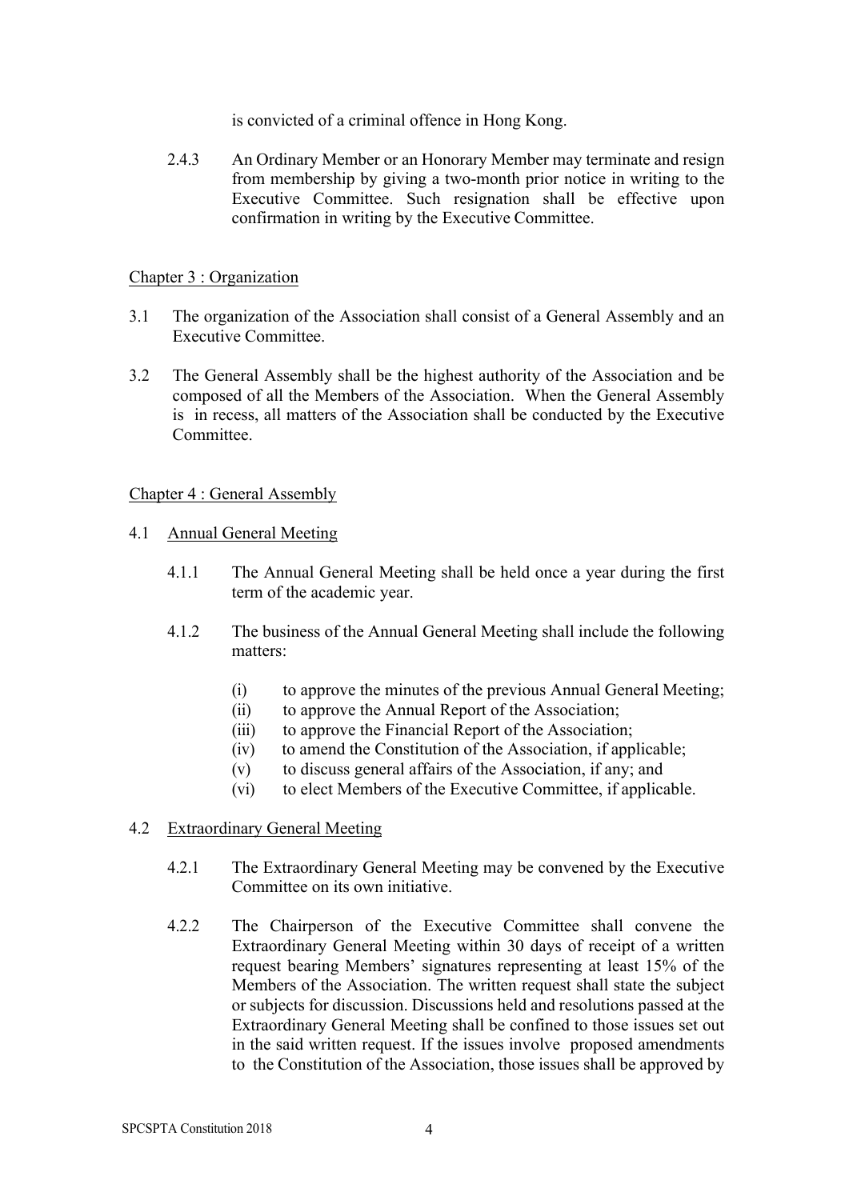is convicted of a criminal offence in Hong Kong.

2.4.3 An Ordinary Member or an Honorary Member may terminate and resign from membership by giving a two-month prior notice in writing to the Executive Committee. Such resignation shall be effective upon confirmation in writing by the Executive Committee.

## Chapter 3 : Organization

3.1 The organization of the Association shall consist of a General Assembly and an Executive Committee.

3.2 The General Assembly shall be the highest authority of the Association and be composed of all the Members of the Association. When the General Assembly is in recess, all matters of the Association shall be conducted by the Executive Committee.

## Chapter 4 : General Assembly

### 4.1 Annual General Meeting

4.1.1 The Annual General Meeting shall be held once a year during the first term of the academic year.

4.1.2 The business of the Annual General Meeting shall include the following matters:

- (i) to approve the minutes of the previous Annual General Meeting;
- (ii) to approve the Annual Report of the Association;
- (iii) to approve the Financial Report of the Association;
- (iv) to amend the Constitution of the Association, if applicable;
- (v) to discuss general affairs of the Association, if any; and
- (vi) to elect Members of the Executive Committee, if applicable.

### 4.2 Extraordinary General Meeting

4.2.1 The Extraordinary General Meeting may be convened by the Executive Committee on its own initiative.

4.2.2 The Chairperson of the Executive Committee shall convene the Extraordinary General Meeting within 30 days of receipt of a written request bearing Members' signatures representing at least 15% of the Members of the Association. The written request shall state the subject or subjects for discussion. Discussions held and resolutions passed at the Extraordinary General Meeting shall be confined to those issues set out in the said written request. If the issues involve proposed amendments to the Constitution of the Association, those issues shall be approved by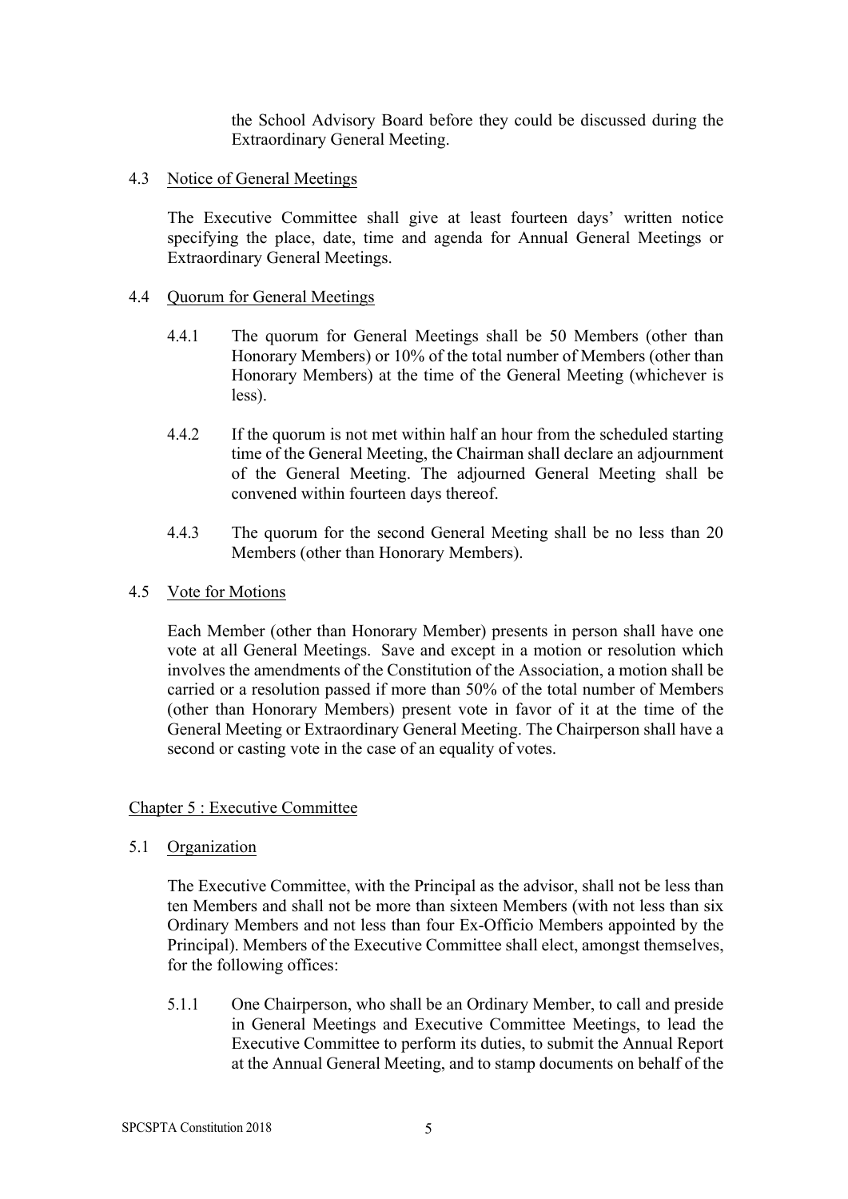the School Advisory Board before they could be discussed during the Extraordinary General Meeting.

### 4.3 Notice of General Meetings

The Executive Committee shall give at least fourteen days' written notice specifying the place, date, time and agenda for Annual General Meetings or Extraordinary General Meetings.

### 4.4 Quorum for General Meetings

4.4.1 The quorum for General Meetings shall be 50 Members (other than Honorary Members) or 10% of the total number of Members (other than Honorary Members) at the time of the General Meeting (whichever is less).

4.4.2 If the quorum is not met within half an hour from the scheduled starting time of the General Meeting, the Chairman shall declare an adjournment of the General Meeting. The adjourned General Meeting shall be convened within fourteen days thereof.

4.4.3 The quorum for the second General Meeting shall be no less than 20 Members (other than Honorary Members).

### 4.5 Vote for Motions

Each Member (other than Honorary Member) presents in person shall have one vote at all General Meetings. Save and except in a motion or resolution which involves the amendments of the Constitution of the Association, a motion shall be carried or a resolution passed if more than 50% of the total number of Members (other than Honorary Members) present vote in favor of it at the time of the General Meeting or Extraordinary General Meeting. The Chairperson shall have a second or casting vote in the case of an equality of votes.

## Chapter 5 : Executive Committee

### 5.1 Organization

The Executive Committee, with the Principal as the advisor, shall not be less than ten Members and shall not be more than sixteen Members (with not less than six Ordinary Members and not less than four Ex-Officio Members appointed by the Principal). Members of the Executive Committee shall elect, amongst themselves, for the following offices:

5.1.1 One Chairperson, who shall be an Ordinary Member, to call and preside in General Meetings and Executive Committee Meetings, to lead the Executive Committee to perform its duties, to submit the Annual Report at the Annual General Meeting, and to stamp documents on behalf of the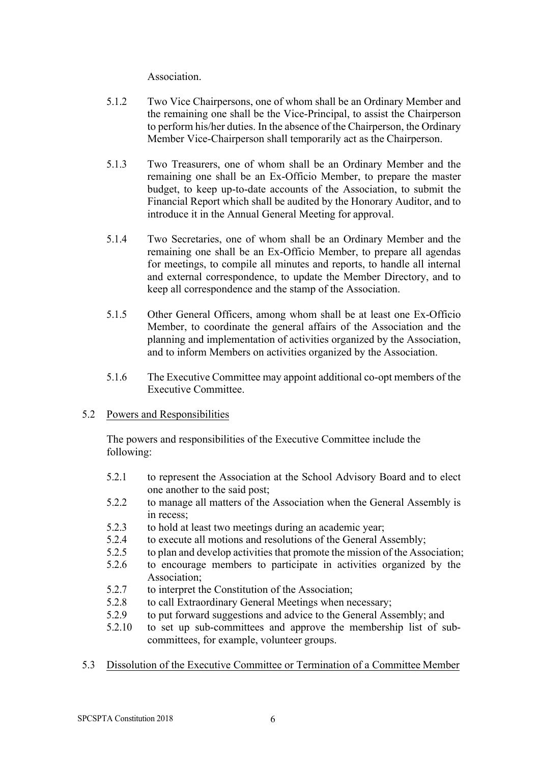Association.

5.1.2 Two Vice Chairpersons, one of whom shall be an Ordinary Member and the remaining one shall be the Vice-Principal, to assist the Chairperson to perform his/her duties. In the absence of the Chairperson, the Ordinary Member Vice-Chairperson shall temporarily act as the Chairperson.

5.1.3 Two Treasurers, one of whom shall be an Ordinary Member and the remaining one shall be an Ex-Officio Member, to prepare the master budget, to keep up-to-date accounts of the Association, to submit the Financial Report which shall be audited by the Honorary Auditor, and to introduce it in the Annual General Meeting for approval.

5.1.4 Two Secretaries, one of whom shall be an Ordinary Member and the remaining one shall be an Ex-Officio Member, to prepare all agendas for meetings, to compile all minutes and reports, to handle all internal and external correspondence, to update the Member Directory, and to keep all correspondence and the stamp of the Association.

5.1.5 Other General Officers, among whom shall be at least one Ex-Officio Member, to coordinate the general affairs of the Association and the planning and implementation of activities organized by the Association, and to inform Members on activities organized by the Association.

5.1.6 The Executive Committee may appoint additional co-opt members of the Executive Committee.

5.2 Powers and Responsibilities

The powers and responsibilities of the Executive Committee include the following:

5.2.1 to represent the Association at the School Advisory Board and to elect one another to the said post;
5.2.2 to manage all matters of the Association when the General Assembly is in recess;
5.2.3 to hold at least two meetings during an academic year;
5.2.4 to execute all motions and resolutions of the General Assembly;
5.2.5 to plan and develop activities that promote the mission of the Association;
5.2.6 to encourage members to participate in activities organized by the Association;
5.2.7 to interpret the Constitution of the Association;
5.2.8 to call Extraordinary General Meetings when necessary;
5.2.9 to put forward suggestions and advice to the General Assembly; and
5.2.10 to set up sub-committees and approve the membership list of sub-committees, for example, volunteer groups.

5.3 Dissolution of the Executive Committee or Termination of a Committee Member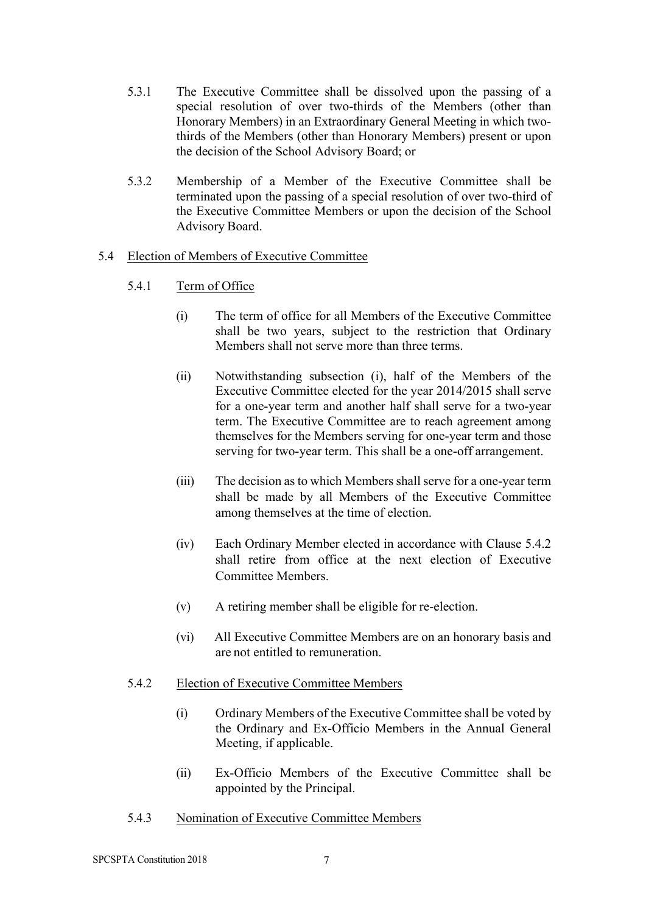5.3.1 The Executive Committee shall be dissolved upon the passing of a special resolution of over two-thirds of the Members (other than Honorary Members) in an Extraordinary General Meeting in which two-thirds of the Members (other than Honorary Members) present or upon the decision of the School Advisory Board; or

5.3.2 Membership of a Member of the Executive Committee shall be terminated upon the passing of a special resolution of over two-third of the Executive Committee Members or upon the decision of the School Advisory Board.

5.4 <u>Election of Members of Executive Committee</u>

5.4.1 <u>Term of Office</u>

(i) The term of office for all Members of the Executive Committee shall be two years, subject to the restriction that Ordinary Members shall not serve more than three terms.

(ii) Notwithstanding subsection (i), half of the Members of the Executive Committee elected for the year 2014/2015 shall serve for a one-year term and another half shall serve for a two-year term. The Executive Committee are to reach agreement among themselves for the Members serving for one-year term and those serving for two-year term. This shall be a one-off arrangement.

(iii) The decision as to which Members shall serve for a one-year term shall be made by all Members of the Executive Committee among themselves at the time of election.

(iv) Each Ordinary Member elected in accordance with Clause 5.4.2 shall retire from office at the next election of Executive Committee Members.

(v) A retiring member shall be eligible for re-election.

(vi) All Executive Committee Members are on an honorary basis and are not entitled to remuneration.

5.4.2 <u>Election of Executive Committee Members</u>

(i) Ordinary Members of the Executive Committee shall be voted by the Ordinary and Ex-Officio Members in the Annual General Meeting, if applicable.

(ii) Ex-Officio Members of the Executive Committee shall be appointed by the Principal.

5.4.3 <u>Nomination of Executive Committee Members</u>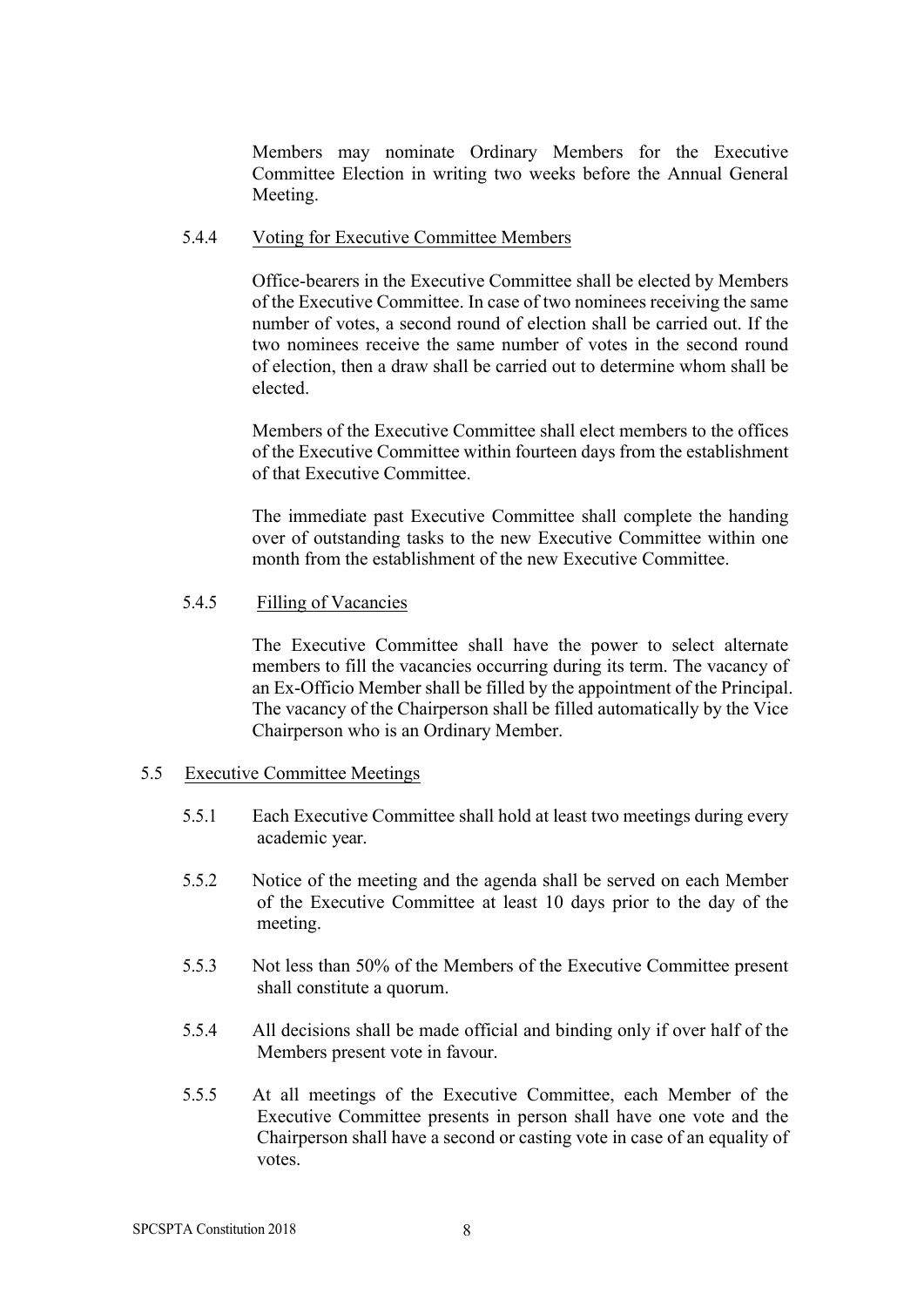Members may nominate Ordinary Members for the Executive Committee Election in writing two weeks before the Annual General Meeting.

5.4.4 Voting for Executive Committee Members

Office-bearers in the Executive Committee shall be elected by Members of the Executive Committee. In case of two nominees receiving the same number of votes, a second round of election shall be carried out. If the two nominees receive the same number of votes in the second round of election, then a draw shall be carried out to determine whom shall be elected.

Members of the Executive Committee shall elect members to the offices of the Executive Committee within fourteen days from the establishment of that Executive Committee.

The immediate past Executive Committee shall complete the handing over of outstanding tasks to the new Executive Committee within one month from the establishment of the new Executive Committee.

5.4.5 Filling of Vacancies

The Executive Committee shall have the power to select alternate members to fill the vacancies occurring during its term. The vacancy of an Ex-Officio Member shall be filled by the appointment of the Principal. The vacancy of the Chairperson shall be filled automatically by the Vice Chairperson who is an Ordinary Member.

5.5 Executive Committee Meetings

5.5.1 Each Executive Committee shall hold at least two meetings during every academic year.

5.5.2 Notice of the meeting and the agenda shall be served on each Member of the Executive Committee at least 10 days prior to the day of the meeting.

5.5.3 Not less than 50% of the Members of the Executive Committee present shall constitute a quorum.

5.5.4 All decisions shall be made official and binding only if over half of the Members present vote in favour.

5.5.5 At all meetings of the Executive Committee, each Member of the Executive Committee presents in person shall have one vote and the Chairperson shall have a second or casting vote in case of an equality of votes.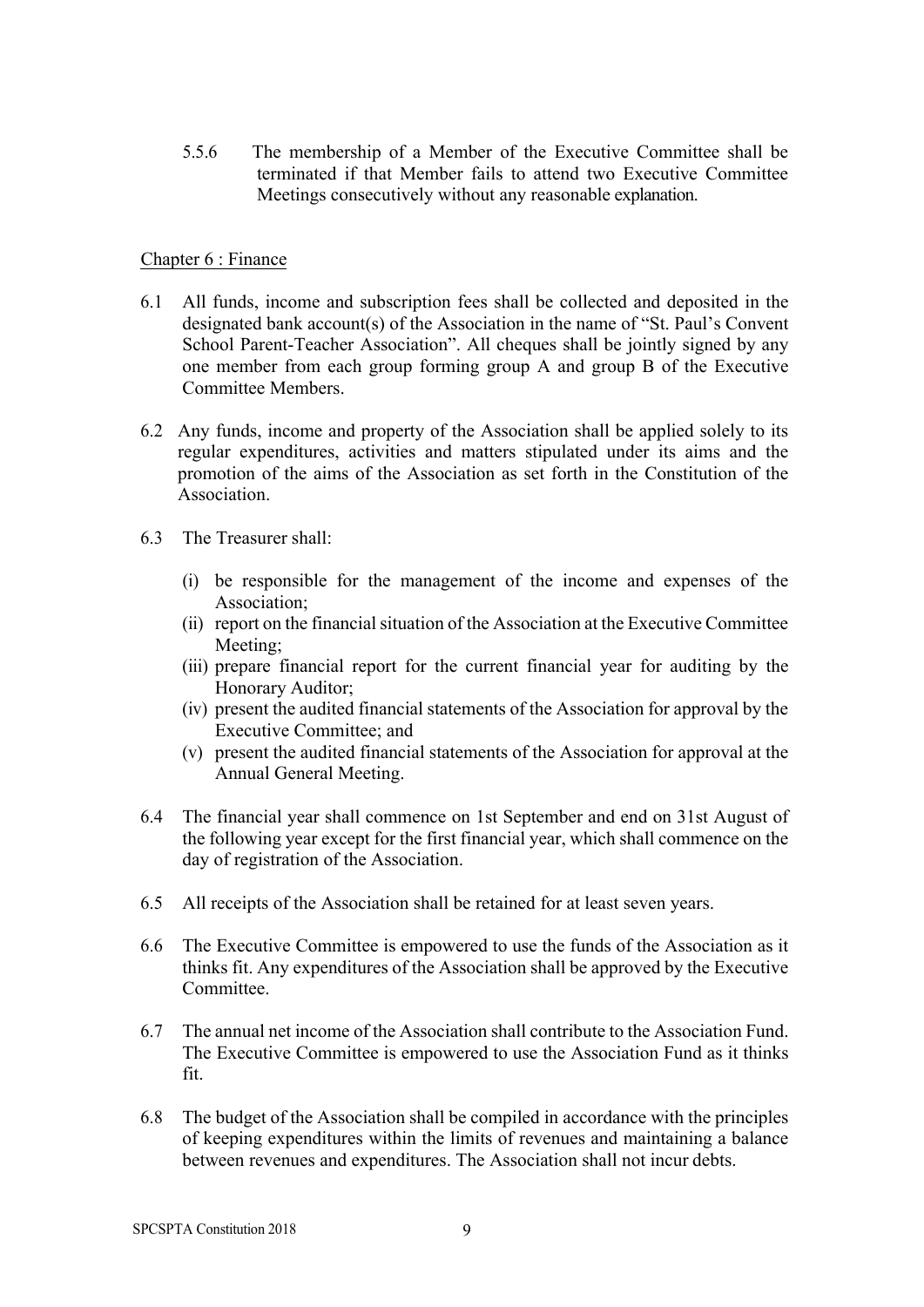5.5.6 The membership of a Member of the Executive Committee shall be terminated if that Member fails to attend two Executive Committee Meetings consecutively without any reasonable explanation.

## Chapter 6 : Finance

6.1 All funds, income and subscription fees shall be collected and deposited in the designated bank account(s) of the Association in the name of "St. Paul's Convent School Parent-Teacher Association". All cheques shall be jointly signed by any one member from each group forming group A and group B of the Executive Committee Members.

6.2 Any funds, income and property of the Association shall be applied solely to its regular expenditures, activities and matters stipulated under its aims and the promotion of the aims of the Association as set forth in the Constitution of the Association.

6.3 The Treasurer shall:

(i) be responsible for the management of the income and expenses of the Association;
(ii) report on the financial situation of the Association at the Executive Committee Meeting;
(iii) prepare financial report for the current financial year for auditing by the Honorary Auditor;
(iv) present the audited financial statements of the Association for approval by the Executive Committee; and
(v) present the audited financial statements of the Association for approval at the Annual General Meeting.

6.4 The financial year shall commence on 1st September and end on 31st August of the following year except for the first financial year, which shall commence on the day of registration of the Association.

6.5 All receipts of the Association shall be retained for at least seven years.

6.6 The Executive Committee is empowered to use the funds of the Association as it thinks fit. Any expenditures of the Association shall be approved by the Executive Committee.

6.7 The annual net income of the Association shall contribute to the Association Fund. The Executive Committee is empowered to use the Association Fund as it thinks fit.

6.8 The budget of the Association shall be compiled in accordance with the principles of keeping expenditures within the limits of revenues and maintaining a balance between revenues and expenditures. The Association shall not incur debts.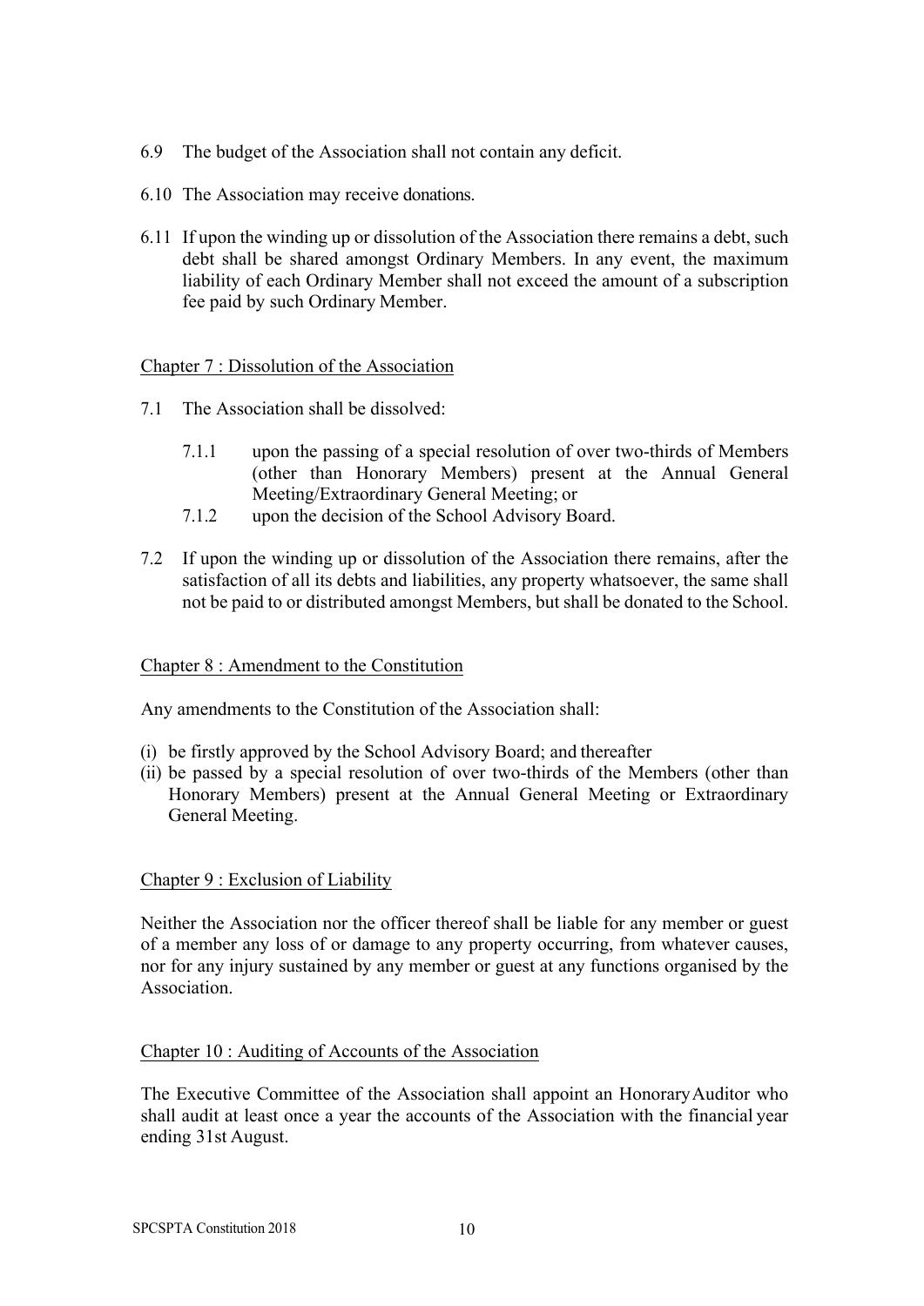6.9 The budget of the Association shall not contain any deficit.

6.10 The Association may receive donations.

6.11 If upon the winding up or dissolution of the Association there remains a debt, such debt shall be shared amongst Ordinary Members. In any event, the maximum liability of each Ordinary Member shall not exceed the amount of a subscription fee paid by such Ordinary Member.

## Chapter 7 : Dissolution of the Association

7.1 The Association shall be dissolved:

7.1.1 upon the passing of a special resolution of over two-thirds of Members (other than Honorary Members) present at the Annual General Meeting/Extraordinary General Meeting; or

7.1.2 upon the decision of the School Advisory Board.

7.2 If upon the winding up or dissolution of the Association there remains, after the satisfaction of all its debts and liabilities, any property whatsoever, the same shall not be paid to or distributed amongst Members, but shall be donated to the School.

## Chapter 8 : Amendment to the Constitution

Any amendments to the Constitution of the Association shall:

(i) be firstly approved by the School Advisory Board; and thereafter
(ii) be passed by a special resolution of over two-thirds of the Members (other than Honorary Members) present at the Annual General Meeting or Extraordinary General Meeting.

## Chapter 9 : Exclusion of Liability

Neither the Association nor the officer thereof shall be liable for any member or guest of a member any loss of or damage to any property occurring, from whatever causes, nor for any injury sustained by any member or guest at any functions organised by the Association.

## Chapter 10 : Auditing of Accounts of the Association

The Executive Committee of the Association shall appoint an Honorary Auditor who shall audit at least once a year the accounts of the Association with the financial year ending 31st August.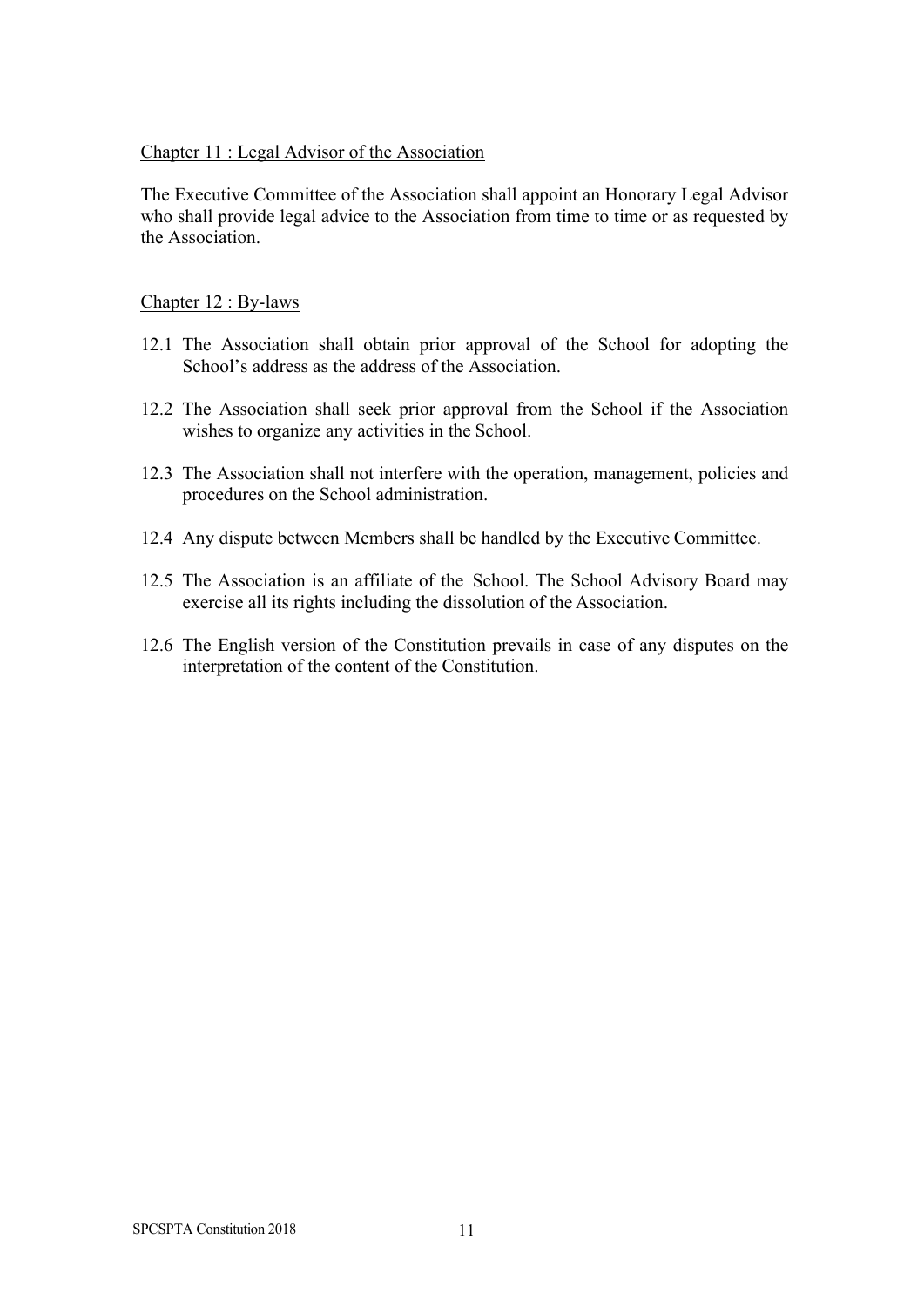## Chapter 11 : Legal Advisor of the Association

The Executive Committee of the Association shall appoint an Honorary Legal Advisor who shall provide legal advice to the Association from time to time or as requested by the Association.

## Chapter 12 : By-laws

12.1 The Association shall obtain prior approval of the School for adopting the School's address as the address of the Association.

12.2 The Association shall seek prior approval from the School if the Association wishes to organize any activities in the School.

12.3 The Association shall not interfere with the operation, management, policies and procedures on the School administration.

12.4 Any dispute between Members shall be handled by the Executive Committee.

12.5 The Association is an affiliate of the School. The School Advisory Board may exercise all its rights including the dissolution of the Association.

12.6 The English version of the Constitution prevails in case of any disputes on the interpretation of the content of the Constitution.